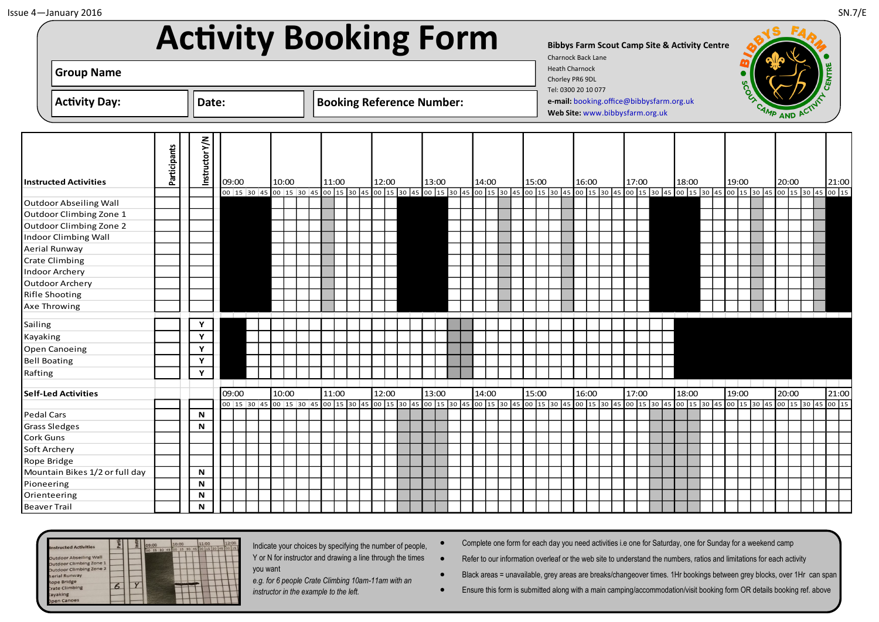# Activity Booking Form

**Bibbys Farm Scout Camp Site & Activity Centre**
Charnock Back Lane
Heath Charnock
Chorley PR6 9DL
Tel: 0300 20 10 077
**e-mail:** booking.office@bibbysfarm.org.uk
**Web Site:** www.bibbysfarm.org.uk

**Group Name**

**Activity Day:** | **Date:** | **Booking Reference Number:**

| Instructed Activities | Participants | Instructor Y/N | 09:00 | 10:00 | 11:00 | 12:00 | 13:00 | 14:00 | 15:00 | 16:00 | 17:00 | 18:00 | 19:00 | 20:00 | 21:00 |
|---|---|---|---|---|---|---|---|---|---|---|---|---|---|---|---|
| | | | 00 15 30 45 | 00 15 30 45 | 00 15 30 45 | 00 15 30 45 | 00 15 30 45 | 00 15 30 45 | 00 15 30 45 | 00 15 30 45 | 00 15 30 45 | 00 15 30 45 | 00 15 30 45 | 00 15 30 45 | 00 15 |
| Outdoor Abseiling Wall | | | | | | | | | | | | | | | |
| Outdoor Climbing Zone 1 | | | | | | | | | | | | | | | |
| Outdoor Climbing Zone 2 | | | | | | | | | | | | | | | |
| Indoor Climbing Wall | | | | | | | | | | | | | | | |
| Aerial Runway | | | | | | | | | | | | | | | |
| Crate Climbing | | | | | | | | | | | | | | | |
| Indoor Archery | | | | | | | | | | | | | | | |
| Outdoor Archery | | | | | | | | | | | | | | | |
| Rifle Shooting | | | | | | | | | | | | | | | |
| Axe Throwing | | | | | | | | | | | | | | | |
| Sailing | | Y | | | | | | | | | | | | | |
| Kayaking | | Y | | | | | | | | | | | | | |
| Open Canoeing | | Y | | | | | | | | | | | | | |
| Bell Boating | | Y | | | | | | | | | | | | | |
| Rafting | | Y | | | | | | | | | | | | | |

| Self-Led Activities | Participants | Instructor Y/N | 09:00 | 10:00 | 11:00 | 12:00 | 13:00 | 14:00 | 15:00 | 16:00 | 17:00 | 18:00 | 19:00 | 20:00 | 21:00 |
|---|---|---|---|---|---|---|---|---|---|---|---|---|---|---|---|
| | | | 00 15 30 45 | 00 15 30 45 | 00 15 30 45 | 00 15 30 45 | 00 15 30 45 | 00 15 30 45 | 00 15 30 45 | 00 15 30 45 | 00 15 30 45 | 00 15 30 45 | 00 15 30 45 | 00 15 30 45 | 00 15 |
| Pedal Cars | | N | | | | | | | | | | | | | |
| Grass Sledges | | N | | | | | | | | | | | | | |
| Cork Guns | | | | | | | | | | | | | | | |
| Soft Archery | | | | | | | | | | | | | | | |
| Rope Bridge | | | | | | | | | | | | | | | |
| Mountain Bikes 1/2 or full day | | N | | | | | | | | | | | | | |
| Pioneering | | N | | | | | | | | | | | | | |
| Orienteering | | N | | | | | | | | | | | | | |
| Beaver Trail | | N | | | | | | | | | | | | | |

Indicate your choices by specifying the number of people, Y or N for instructor and drawing a line through the times you want

*e.g. for 6 people Crate Climbing 10am-11am with an instructor in the example to the left.*

- Complete one form for each day you need activities i.e one for Saturday, one for Sunday for a weekend camp
- Refer to our information overleaf or the web site to understand the numbers, ratios and limitations for each activity
- Black areas = unavailable, grey areas are breaks/changeover times. 1Hr bookings between grey blocks, over 1Hr can span
- Ensure this form is submitted along with a main camping/accommodation/visit booking form OR details booking ref. above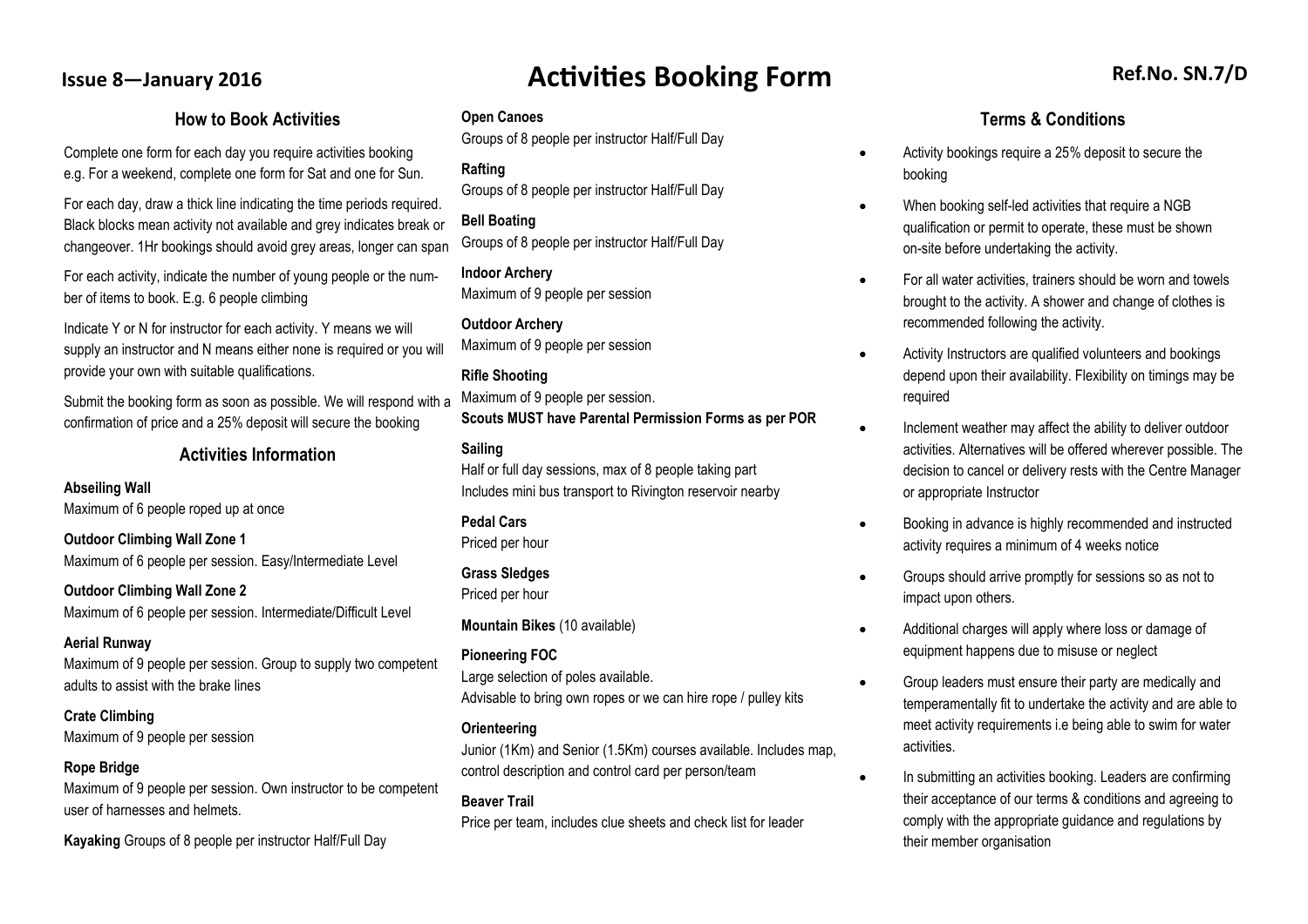**Issue 8—January 2016**

# Activities Booking Form

**Ref.No. SN.7/D**

## How to Book Activities

Complete one form for each day you require activities booking e.g. For a weekend, complete one form for Sat and one for Sun.

For each day, draw a thick line indicating the time periods required. Black blocks mean activity not available and grey indicates break or changeover. 1Hr bookings should avoid grey areas, longer can span

For each activity, indicate the number of young people or the number of items to book. E.g. 6 people climbing

Indicate Y or N for instructor for each activity. Y means we will supply an instructor and N means either none is required or you will provide your own with suitable qualifications.

Submit the booking form as soon as possible. We will respond with a confirmation of price and a 25% deposit will secure the booking

## Activities Information

**Abseiling Wall**
Maximum of 6 people roped up at once

**Outdoor Climbing Wall Zone 1**
Maximum of 6 people per session. Easy/Intermediate Level

**Outdoor Climbing Wall Zone 2**
Maximum of 6 people per session. Intermediate/Difficult Level

**Aerial Runway**
Maximum of 9 people per session. Group to supply two competent adults to assist with the brake lines

**Crate Climbing**
Maximum of 9 people per session

**Rope Bridge**
Maximum of 9 people per session. Own instructor to be competent user of harnesses and helmets.

**Kayaking** Groups of 8 people per instructor Half/Full Day

**Open Canoes**
Groups of 8 people per instructor Half/Full Day

**Rafting**
Groups of 8 people per instructor Half/Full Day

**Bell Boating**
Groups of 8 people per instructor Half/Full Day

**Indoor Archery**
Maximum of 9 people per session

**Outdoor Archery**
Maximum of 9 people per session

**Rifle Shooting**
Maximum of 9 people per session.
**Scouts MUST have Parental Permission Forms as per POR**

**Sailing**
Half or full day sessions, max of 8 people taking part
Includes mini bus transport to Rivington reservoir nearby

**Pedal Cars**
Priced per hour

**Grass Sledges**
Priced per hour

**Mountain Bikes** (10 available)

**Pioneering FOC**
Large selection of poles available.
Advisable to bring own ropes or we can hire rope / pulley kits

**Orienteering**
Junior (1Km) and Senior (1.5Km) courses available. Includes map, control description and control card per person/team

**Beaver Trail**
Price per team, includes clue sheets and check list for leader

## Terms & Conditions

- Activity bookings require a 25% deposit to secure the booking
- When booking self-led activities that require a NGB qualification or permit to operate, these must be shown on-site before undertaking the activity.
- For all water activities, trainers should be worn and towels brought to the activity. A shower and change of clothes is recommended following the activity.
- Activity Instructors are qualified volunteers and bookings depend upon their availability. Flexibility on timings may be required
- Inclement weather may affect the ability to deliver outdoor activities. Alternatives will be offered wherever possible. The decision to cancel or delivery rests with the Centre Manager or appropriate Instructor
- Booking in advance is highly recommended and instructed activity requires a minimum of 4 weeks notice
- Groups should arrive promptly for sessions so as not to impact upon others.
- Additional charges will apply where loss or damage of equipment happens due to misuse or neglect
- Group leaders must ensure their party are medically and temperamentally fit to undertake the activity and are able to meet activity requirements i.e being able to swim for water activities.
- In submitting an activities booking. Leaders are confirming their acceptance of our terms & conditions and agreeing to comply with the appropriate guidance and regulations by their member organisation